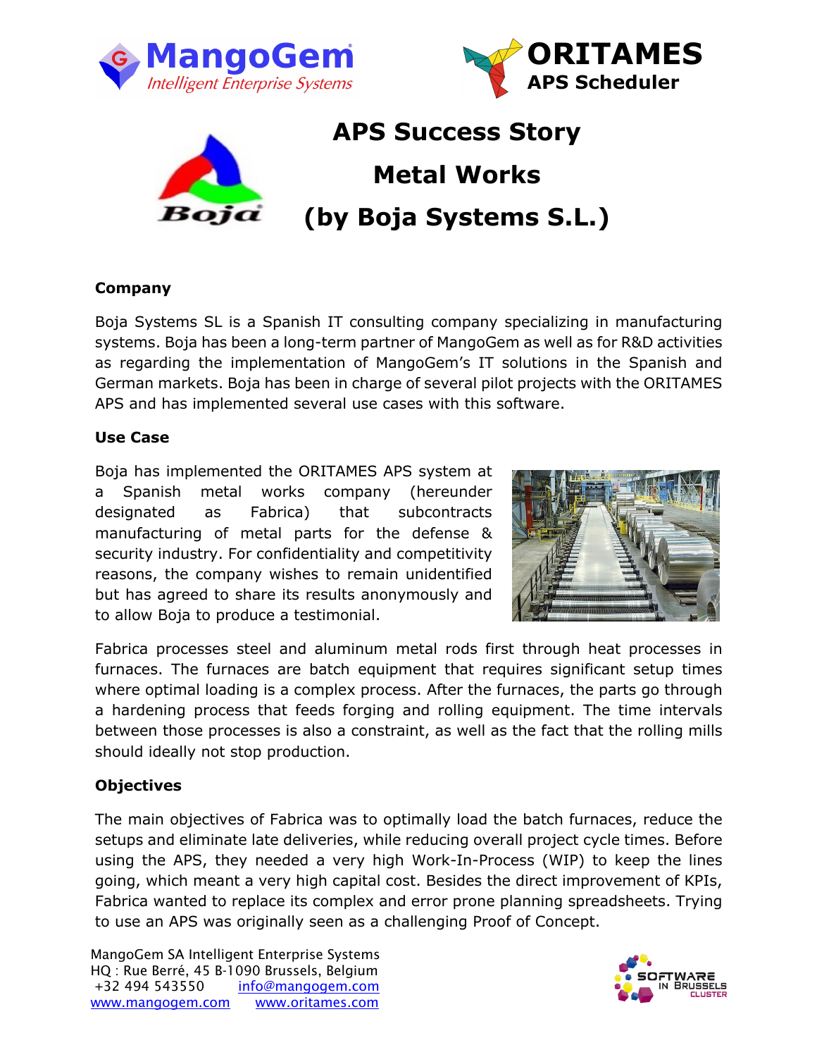# APS Success Story

# Metal Works

# (by Boja Systems S.L.)

### Company

Boja Systems SL is a Spanish IT consulting company specializing in manufacturing systems. Boja has been a long-term partner of MangoGem as well as for R&D activities as regarding the implementation of MangoGem's IT solutions in the Spanish and German markets. Boja has been in charge of several pilot projects with the ORITAMES APS and has implemented several use cases with this software.

### Use Case

Boja has implemented the ORITAMES APS system at a Spanish metal works company (hereunder designated as Fabrica) that subcontracts manufacturing of metal parts for the defense & security industry. For confidentiality and competitivity reasons, the company wishes to remain unidentified but has agreed to share its results anonymously and to allow Boja to produce a testimonial.

Fabrica processes steel and aluminum metal rods first through heat processes in furnaces. The furnaces are batch equipment that requires significant setup times where optimal loading is a complex process. After the furnaces, the parts go through a hardening process that feeds forging and rolling equipment. The time intervals between those processes is also a constraint, as well as the fact that the rolling mills should ideally not stop production.

### Objectives

The main objectives of Fabrica was to optimally load the batch furnaces, reduce the setups and eliminate late deliveries, while reducing overall project cycle times. Before using the APS, they needed a very high Work-In-Process (WIP) to keep the lines going, which meant a very high capital cost. Besides the direct improvement of KPIs, Fabrica wanted to replace its complex and error prone planning spreadsheets. Trying to use an APS was originally seen as a challenging Proof of Concept.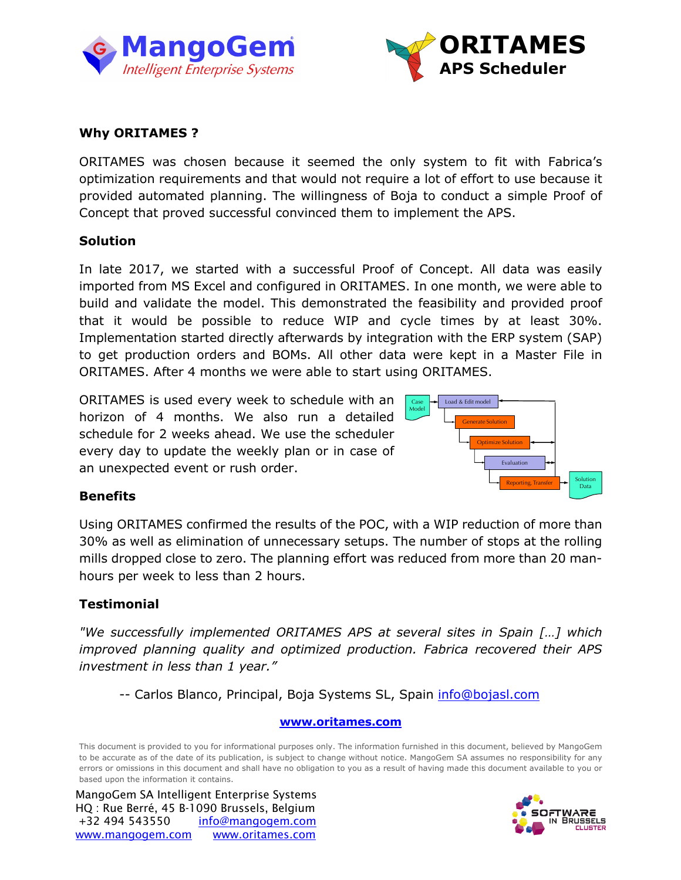## Why ORITAMES ?

ORITAMES was chosen because it seemed the only system to fit with Fabrica's optimization requirements and that would not require a lot of effort to use because it provided automated planning. The willingness of Boja to conduct a simple Proof of Concept that proved successful convinced them to implement the APS.

## Solution

In late 2017, we started with a successful Proof of Concept. All data was easily imported from MS Excel and configured in ORITAMES. In one month, we were able to build and validate the model. This demonstrated the feasibility and provided proof that it would be possible to reduce WIP and cycle times by at least 30%. Implementation started directly afterwards by integration with the ERP system (SAP) to get production orders and BOMs. All other data were kept in a Master File in ORITAMES. After 4 months we were able to start using ORITAMES.

ORITAMES is used every week to schedule with an horizon of 4 months. We also run a detailed schedule for 2 weeks ahead. We use the scheduler every day to update the weekly plan or in case of an unexpected event or rush order.

Case Model
Load & Edit model
Generate Solution
Optimize Solution
Evaluation
Reporting, Transfer
Solution Data

## Benefits

Using ORITAMES confirmed the results of the POC, with a WIP reduction of more than 30% as well as elimination of unnecessary setups. The number of stops at the rolling mills dropped close to zero. The planning effort was reduced from more than 20 man-hours per week to less than 2 hours.

## Testimonial

*"We successfully implemented ORITAMES APS at several sites in Spain […] which improved planning quality and optimized production. Fabrica recovered their APS investment in less than 1 year."*

-- Carlos Blanco, Principal, Boja Systems SL, Spain info@bojasl.com

**www.oritames.com**

This document is provided to you for informational purposes only. The information furnished in this document, believed by MangoGem to be accurate as of the date of its publication, is subject to change without notice. MangoGem SA assumes no responsibility for any errors or omissions in this document and shall have no obligation to you as a result of having made this document available to you or based upon the information it contains.

MangoGem SA Intelligent Enterprise Systems
HQ : Rue Berré, 45 B-1090 Brussels, Belgium
+32 494 543550 info@mangogem.com
www.mangogem.com www.oritames.com